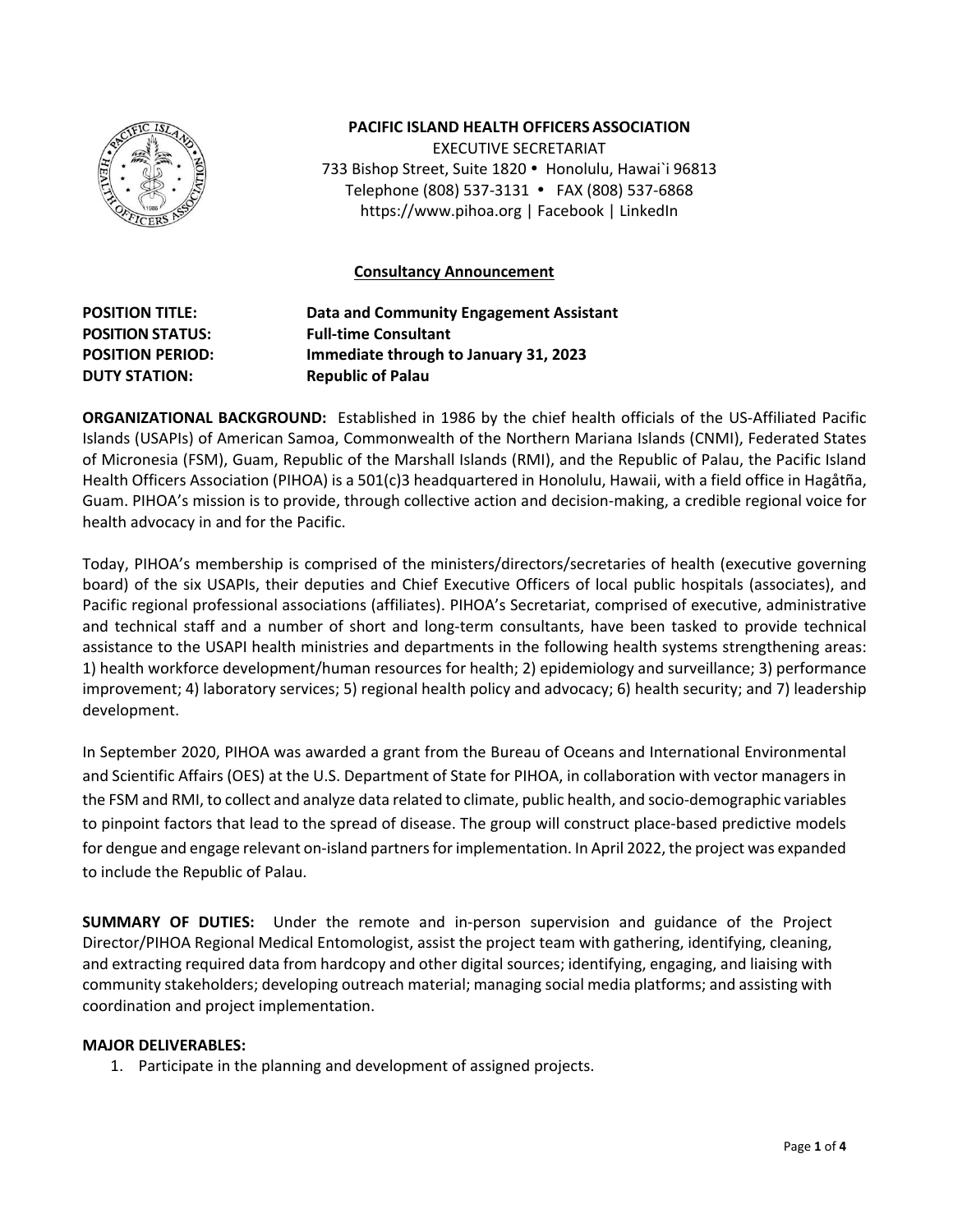**PACIFIC ISLAND HEALTH OFFICERS ASSOCIATION**
EXECUTIVE SECRETARIAT
733 Bishop Street, Suite 1820 • Honolulu, Hawai`i 96813
Telephone (808) 537-3131 • FAX (808) 537-6868
https://www.pihoa.org | Facebook | LinkedIn

## Consultancy Announcement

**POSITION TITLE:** **Data and Community Engagement Assistant**
**POSITION STATUS:** **Full-time Consultant**
**POSITION PERIOD:** **Immediate through to January 31, 2023**
**DUTY STATION:** **Republic of Palau**

**ORGANIZATIONAL BACKGROUND:** Established in 1986 by the chief health officials of the US-Affiliated Pacific Islands (USAPIs) of American Samoa, Commonwealth of the Northern Mariana Islands (CNMI), Federated States of Micronesia (FSM), Guam, Republic of the Marshall Islands (RMI), and the Republic of Palau, the Pacific Island Health Officers Association (PIHOA) is a 501(c)3 headquartered in Honolulu, Hawaii, with a field office in Hagåtña, Guam. PIHOA's mission is to provide, through collective action and decision-making, a credible regional voice for health advocacy in and for the Pacific.

Today, PIHOA's membership is comprised of the ministers/directors/secretaries of health (executive governing board) of the six USAPIs, their deputies and Chief Executive Officers of local public hospitals (associates), and Pacific regional professional associations (affiliates). PIHOA's Secretariat, comprised of executive, administrative and technical staff and a number of short and long-term consultants, have been tasked to provide technical assistance to the USAPI health ministries and departments in the following health systems strengthening areas: 1) health workforce development/human resources for health; 2) epidemiology and surveillance; 3) performance improvement; 4) laboratory services; 5) regional health policy and advocacy; 6) health security; and 7) leadership development.

In September 2020, PIHOA was awarded a grant from the Bureau of Oceans and International Environmental and Scientific Affairs (OES) at the U.S. Department of State for PIHOA, in collaboration with vector managers in the FSM and RMI, to collect and analyze data related to climate, public health, and socio-demographic variables to pinpoint factors that lead to the spread of disease. The group will construct place-based predictive models for dengue and engage relevant on-island partners for implementation. In April 2022, the project was expanded to include the Republic of Palau.

**SUMMARY OF DUTIES:** Under the remote and in-person supervision and guidance of the Project Director/PIHOA Regional Medical Entomologist, assist the project team with gathering, identifying, cleaning, and extracting required data from hardcopy and other digital sources; identifying, engaging, and liaising with community stakeholders; developing outreach material; managing social media platforms; and assisting with coordination and project implementation.

**MAJOR DELIVERABLES:**

1. Participate in the planning and development of assigned projects.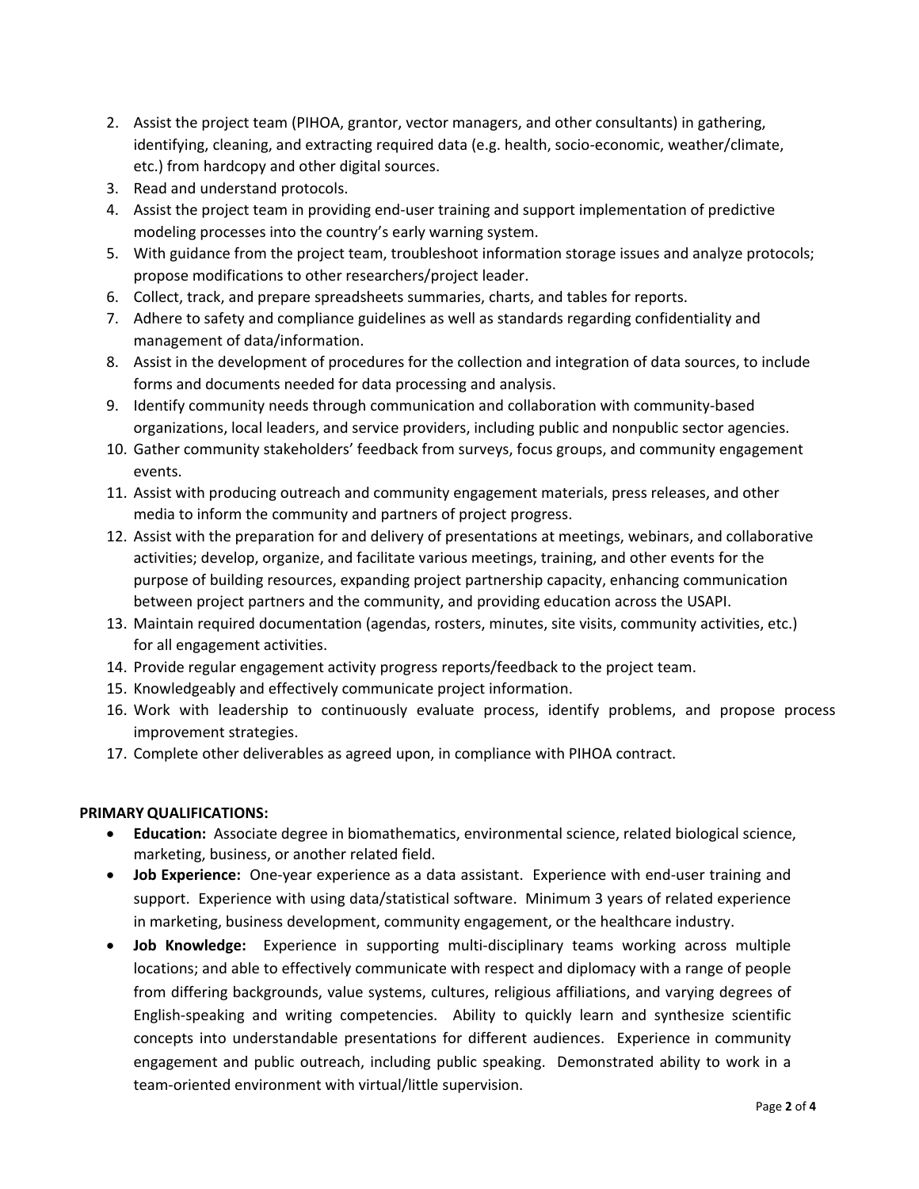2. Assist the project team (PIHOA, grantor, vector managers, and other consultants) in gathering, identifying, cleaning, and extracting required data (e.g. health, socio-economic, weather/climate, etc.) from hardcopy and other digital sources.
3. Read and understand protocols.
4. Assist the project team in providing end-user training and support implementation of predictive modeling processes into the country's early warning system.
5. With guidance from the project team, troubleshoot information storage issues and analyze protocols; propose modifications to other researchers/project leader.
6. Collect, track, and prepare spreadsheets summaries, charts, and tables for reports.
7. Adhere to safety and compliance guidelines as well as standards regarding confidentiality and management of data/information.
8. Assist in the development of procedures for the collection and integration of data sources, to include forms and documents needed for data processing and analysis.
9. Identify community needs through communication and collaboration with community-based organizations, local leaders, and service providers, including public and nonpublic sector agencies.
10. Gather community stakeholders' feedback from surveys, focus groups, and community engagement events.
11. Assist with producing outreach and community engagement materials, press releases, and other media to inform the community and partners of project progress.
12. Assist with the preparation for and delivery of presentations at meetings, webinars, and collaborative activities; develop, organize, and facilitate various meetings, training, and other events for the purpose of building resources, expanding project partnership capacity, enhancing communication between project partners and the community, and providing education across the USAPI.
13. Maintain required documentation (agendas, rosters, minutes, site visits, community activities, etc.) for all engagement activities.
14. Provide regular engagement activity progress reports/feedback to the project team.
15. Knowledgeably and effectively communicate project information.
16. Work with leadership to continuously evaluate process, identify problems, and propose process improvement strategies.
17. Complete other deliverables as agreed upon, in compliance with PIHOA contract.

**PRIMARY QUALIFICATIONS:**

- **Education:** Associate degree in biomathematics, environmental science, related biological science, marketing, business, or another related field.
- **Job Experience:** One-year experience as a data assistant. Experience with end-user training and support. Experience with using data/statistical software. Minimum 3 years of related experience in marketing, business development, community engagement, or the healthcare industry.
- **Job Knowledge:** Experience in supporting multi-disciplinary teams working across multiple locations; and able to effectively communicate with respect and diplomacy with a range of people from differing backgrounds, value systems, cultures, religious affiliations, and varying degrees of English-speaking and writing competencies. Ability to quickly learn and synthesize scientific concepts into understandable presentations for different audiences. Experience in community engagement and public outreach, including public speaking. Demonstrated ability to work in a team-oriented environment with virtual/little supervision.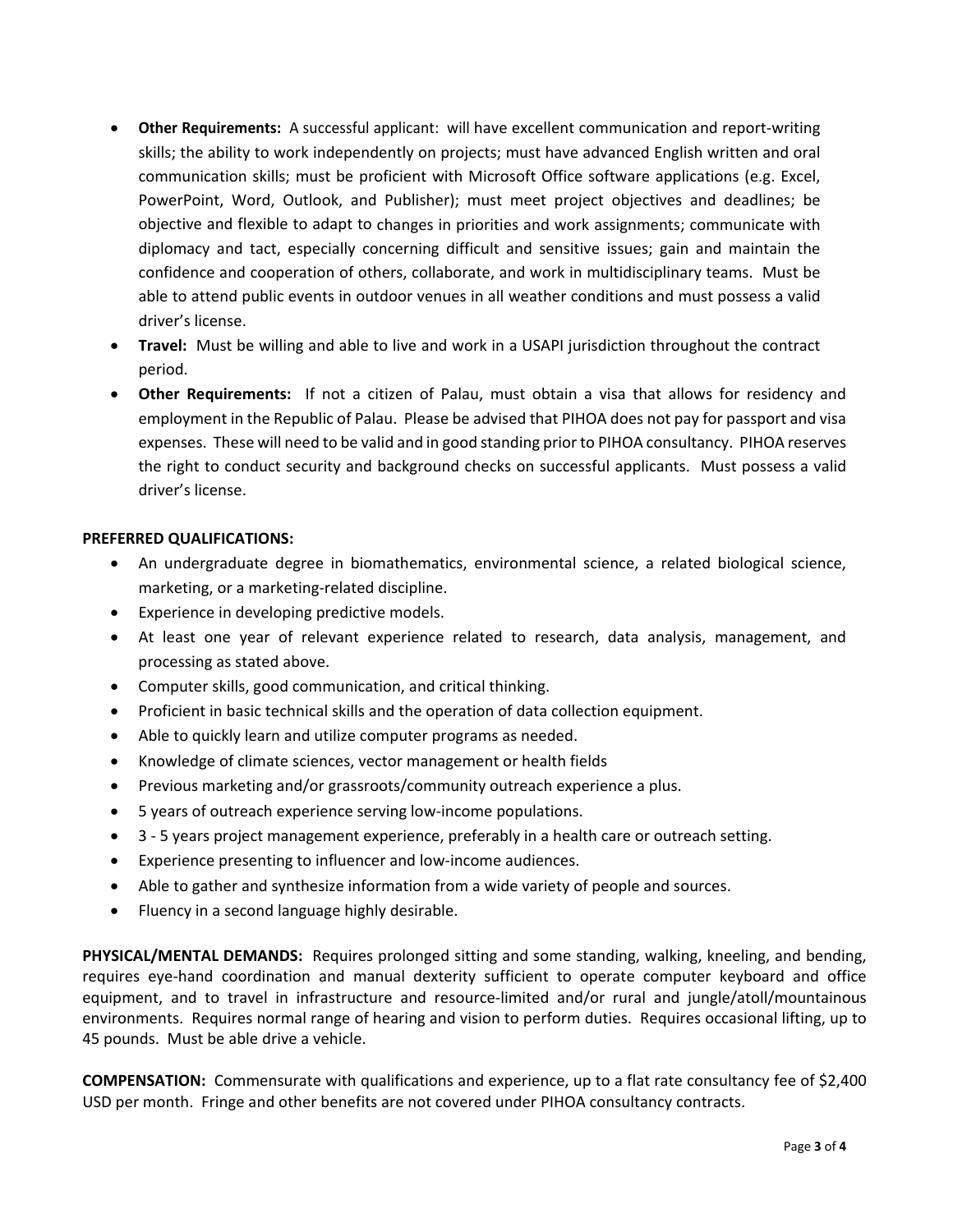- **Other Requirements:** A successful applicant: will have excellent communication and report-writing skills; the ability to work independently on projects; must have advanced English written and oral communication skills; must be proficient with Microsoft Office software applications (e.g. Excel, PowerPoint, Word, Outlook, and Publisher); must meet project objectives and deadlines; be objective and flexible to adapt to changes in priorities and work assignments; communicate with diplomacy and tact, especially concerning difficult and sensitive issues; gain and maintain the confidence and cooperation of others, collaborate, and work in multidisciplinary teams. Must be able to attend public events in outdoor venues in all weather conditions and must possess a valid driver's license.
- **Travel:** Must be willing and able to live and work in a USAPI jurisdiction throughout the contract period.
- **Other Requirements:** If not a citizen of Palau, must obtain a visa that allows for residency and employment in the Republic of Palau. Please be advised that PIHOA does not pay for passport and visa expenses. These will need to be valid and in good standing prior to PIHOA consultancy. PIHOA reserves the right to conduct security and background checks on successful applicants. Must possess a valid driver's license.

**PREFERRED QUALIFICATIONS:**

- An undergraduate degree in biomathematics, environmental science, a related biological science, marketing, or a marketing-related discipline.
- Experience in developing predictive models.
- At least one year of relevant experience related to research, data analysis, management, and processing as stated above.
- Computer skills, good communication, and critical thinking.
- Proficient in basic technical skills and the operation of data collection equipment.
- Able to quickly learn and utilize computer programs as needed.
- Knowledge of climate sciences, vector management or health fields
- Previous marketing and/or grassroots/community outreach experience a plus.
- 5 years of outreach experience serving low-income populations.
- 3 - 5 years project management experience, preferably in a health care or outreach setting.
- Experience presenting to influencer and low-income audiences.
- Able to gather and synthesize information from a wide variety of people and sources.
- Fluency in a second language highly desirable.

**PHYSICAL/MENTAL DEMANDS:** Requires prolonged sitting and some standing, walking, kneeling, and bending, requires eye-hand coordination and manual dexterity sufficient to operate computer keyboard and office equipment, and to travel in infrastructure and resource-limited and/or rural and jungle/atoll/mountainous environments. Requires normal range of hearing and vision to perform duties. Requires occasional lifting, up to 45 pounds. Must be able drive a vehicle.

**COMPENSATION:** Commensurate with qualifications and experience, up to a flat rate consultancy fee of $2,400 USD per month. Fringe and other benefits are not covered under PIHOA consultancy contracts.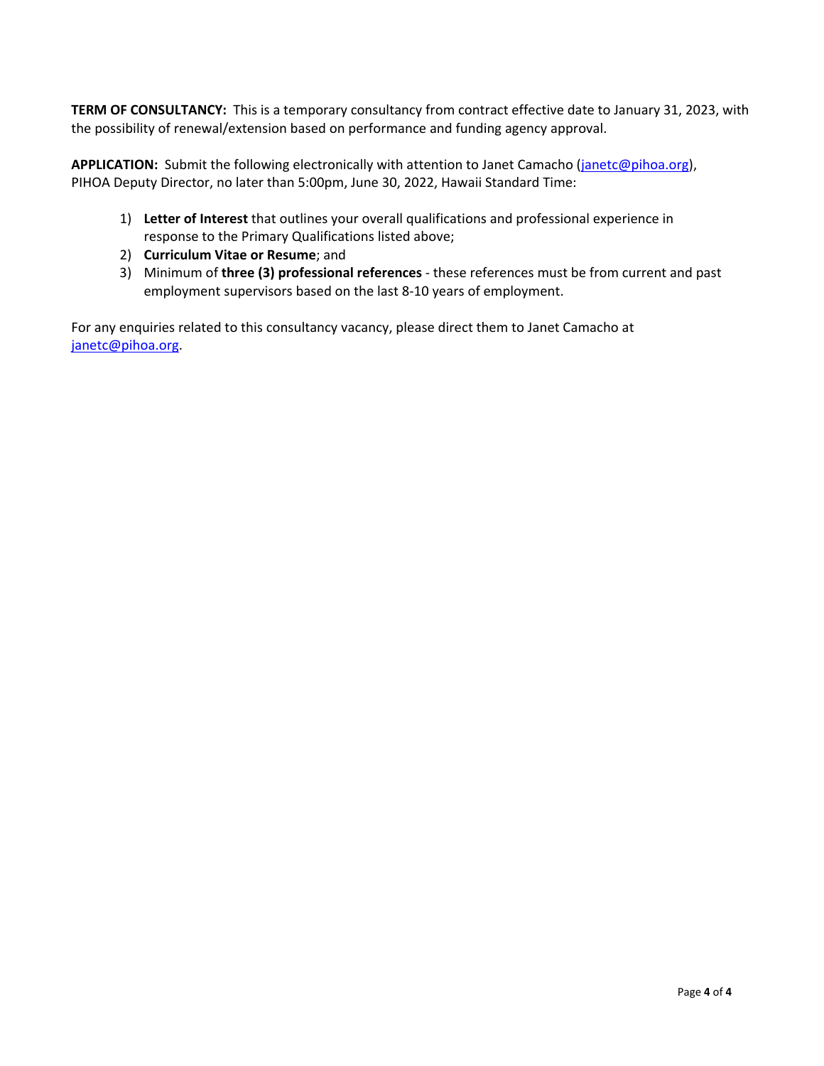**TERM OF CONSULTANCY:** This is a temporary consultancy from contract effective date to January 31, 2023, with the possibility of renewal/extension based on performance and funding agency approval.

**APPLICATION:** Submit the following electronically with attention to Janet Camacho (janetc@pihoa.org), PIHOA Deputy Director, no later than 5:00pm, June 30, 2022, Hawaii Standard Time:

1) **Letter of Interest** that outlines your overall qualifications and professional experience in response to the Primary Qualifications listed above;
2) **Curriculum Vitae or Resume**; and
3) Minimum of **three (3) professional references** - these references must be from current and past employment supervisors based on the last 8-10 years of employment.

For any enquiries related to this consultancy vacancy, please direct them to Janet Camacho at janetc@pihoa.org.